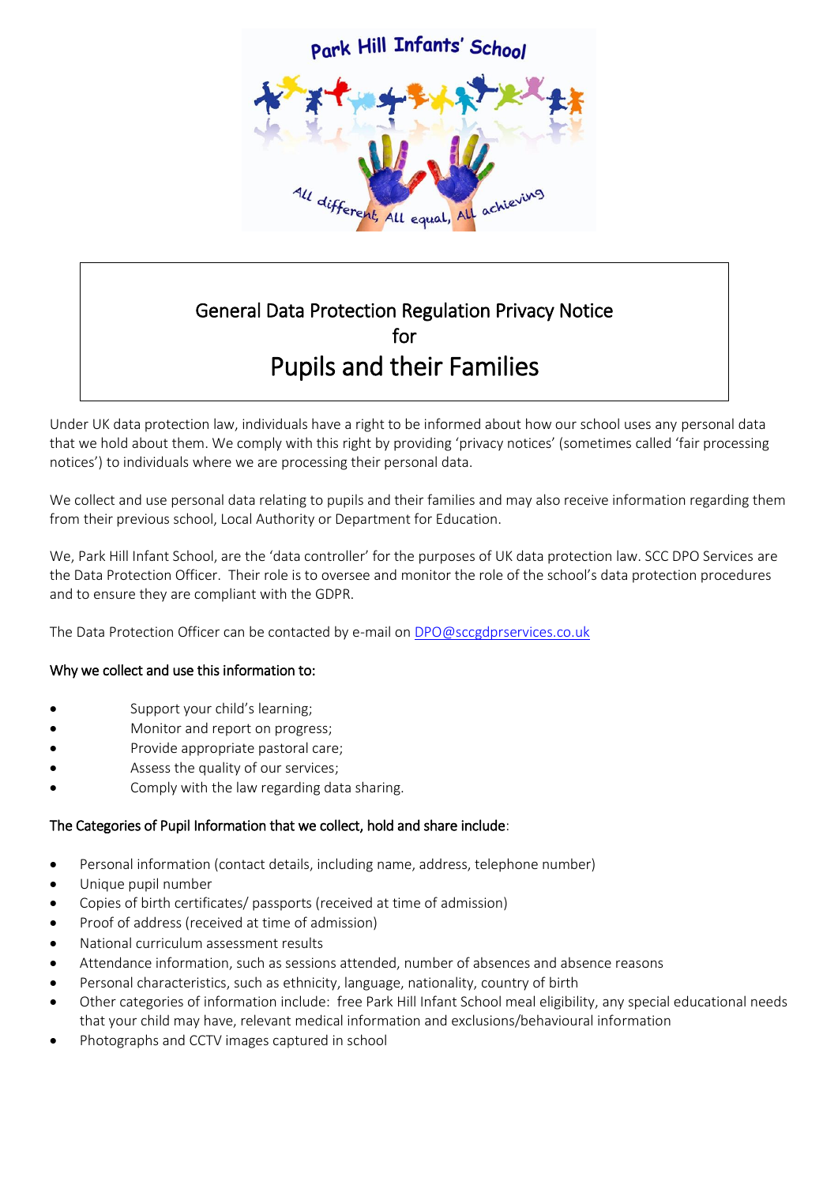Park Hill Infants' School

All different, All equal, All achieving

# General Data Protection Regulation Privacy Notice for Pupils and their Families

Under UK data protection law, individuals have a right to be informed about how our school uses any personal data that we hold about them. We comply with this right by providing 'privacy notices' (sometimes called 'fair processing notices') to individuals where we are processing their personal data.

We collect and use personal data relating to pupils and their families and may also receive information regarding them from their previous school, Local Authority or Department for Education.

We, Park Hill Infant School, are the 'data controller' for the purposes of UK data protection law. SCC DPO Services are the Data Protection Officer. Their role is to oversee and monitor the role of the school's data protection procedures and to ensure they are compliant with the GDPR.

The Data Protection Officer can be contacted by e-mail on DPO@sccgdprservices.co.uk

**Why we collect and use this information to:**

- Support your child's learning;
- Monitor and report on progress;
- Provide appropriate pastoral care;
- Assess the quality of our services;
- Comply with the law regarding data sharing.

**The Categories of Pupil Information that we collect, hold and share include**:

- Personal information (contact details, including name, address, telephone number)
- Unique pupil number
- Copies of birth certificates/ passports (received at time of admission)
- Proof of address (received at time of admission)
- National curriculum assessment results
- Attendance information, such as sessions attended, number of absences and absence reasons
- Personal characteristics, such as ethnicity, language, nationality, country of birth
- Other categories of information include: free Park Hill Infant School meal eligibility, any special educational needs that your child may have, relevant medical information and exclusions/behavioural information
- Photographs and CCTV images captured in school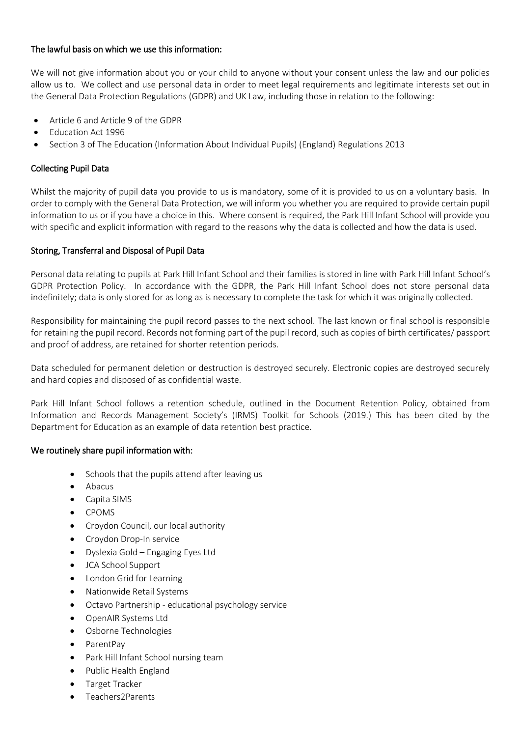### The lawful basis on which we use this information:

We will not give information about you or your child to anyone without your consent unless the law and our policies allow us to. We collect and use personal data in order to meet legal requirements and legitimate interests set out in the General Data Protection Regulations (GDPR) and UK Law, including those in relation to the following:

- Article 6 and Article 9 of the GDPR
- Education Act 1996
- Section 3 of The Education (Information About Individual Pupils) (England) Regulations 2013

### Collecting Pupil Data

Whilst the majority of pupil data you provide to us is mandatory, some of it is provided to us on a voluntary basis. In order to comply with the General Data Protection, we will inform you whether you are required to provide certain pupil information to us or if you have a choice in this. Where consent is required, the Park Hill Infant School will provide you with specific and explicit information with regard to the reasons why the data is collected and how the data is used.

### Storing, Transferral and Disposal of Pupil Data

Personal data relating to pupils at Park Hill Infant School and their families is stored in line with Park Hill Infant School's GDPR Protection Policy. In accordance with the GDPR, the Park Hill Infant School does not store personal data indefinitely; data is only stored for as long as is necessary to complete the task for which it was originally collected.

Responsibility for maintaining the pupil record passes to the next school. The last known or final school is responsible for retaining the pupil record. Records not forming part of the pupil record, such as copies of birth certificates/ passport and proof of address, are retained for shorter retention periods.

Data scheduled for permanent deletion or destruction is destroyed securely. Electronic copies are destroyed securely and hard copies and disposed of as confidential waste.

Park Hill Infant School follows a retention schedule, outlined in the Document Retention Policy, obtained from Information and Records Management Society's (IRMS) Toolkit for Schools (2019.) This has been cited by the Department for Education as an example of data retention best practice.

### We routinely share pupil information with:

- Schools that the pupils attend after leaving us
- Abacus
- Capita SIMS
- CPOMS
- Croydon Council, our local authority
- Croydon Drop-In service
- Dyslexia Gold – Engaging Eyes Ltd
- JCA School Support
- London Grid for Learning
- Nationwide Retail Systems
- Octavo Partnership - educational psychology service
- OpenAIR Systems Ltd
- Osborne Technologies
- ParentPay
- Park Hill Infant School nursing team
- Public Health England
- Target Tracker
- Teachers2Parents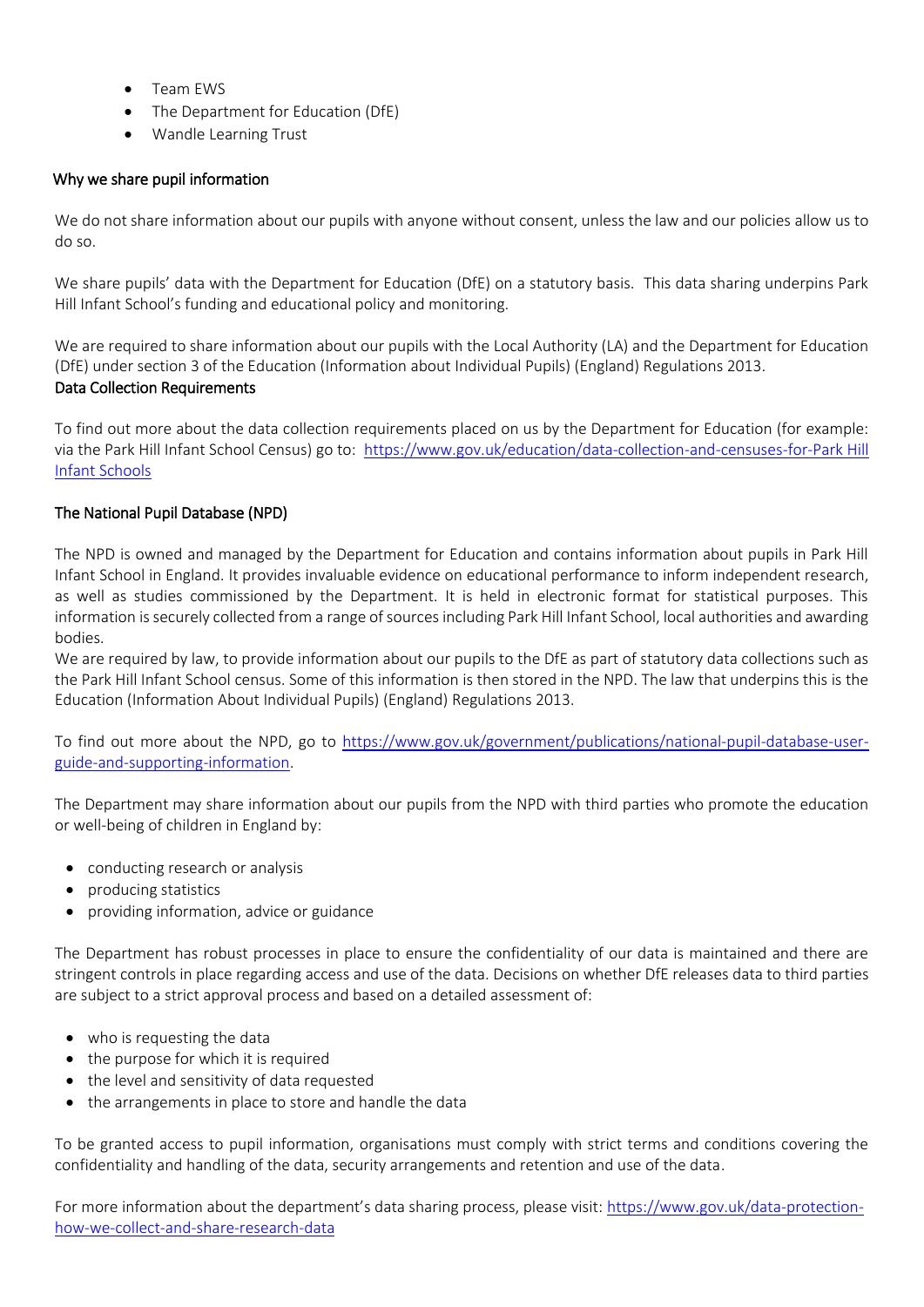- Team EWS
- The Department for Education (DfE)
- Wandle Learning Trust

### Why we share pupil information

We do not share information about our pupils with anyone without consent, unless the law and our policies allow us to do so.

We share pupils' data with the Department for Education (DfE) on a statutory basis. This data sharing underpins Park Hill Infant School's funding and educational policy and monitoring.

We are required to share information about our pupils with the Local Authority (LA) and the Department for Education (DfE) under section 3 of the Education (Information about Individual Pupils) (England) Regulations 2013.

### Data Collection Requirements

To find out more about the data collection requirements placed on us by the Department for Education (for example: via the Park Hill Infant School Census) go to: [https://www.gov.uk/education/data-collection-and-censuses-for-Park Hill Infant Schools](https://www.gov.uk/education/data-collection-and-censuses-for-Park Hill Infant Schools)

### The National Pupil Database (NPD)

The NPD is owned and managed by the Department for Education and contains information about pupils in Park Hill Infant School in England. It provides invaluable evidence on educational performance to inform independent research, as well as studies commissioned by the Department. It is held in electronic format for statistical purposes. This information is securely collected from a range of sources including Park Hill Infant School, local authorities and awarding bodies.

We are required by law, to provide information about our pupils to the DfE as part of statutory data collections such as the Park Hill Infant School census. Some of this information is then stored in the NPD. The law that underpins this is the Education (Information About Individual Pupils) (England) Regulations 2013.

To find out more about the NPD, go to [https://www.gov.uk/government/publications/national-pupil-database-user-guide-and-supporting-information](https://www.gov.uk/government/publications/national-pupil-database-user-guide-and-supporting-information).

The Department may share information about our pupils from the NPD with third parties who promote the education or well-being of children in England by:

- conducting research or analysis
- producing statistics
- providing information, advice or guidance

The Department has robust processes in place to ensure the confidentiality of our data is maintained and there are stringent controls in place regarding access and use of the data. Decisions on whether DfE releases data to third parties are subject to a strict approval process and based on a detailed assessment of:

- who is requesting the data
- the purpose for which it is required
- the level and sensitivity of data requested
- the arrangements in place to store and handle the data

To be granted access to pupil information, organisations must comply with strict terms and conditions covering the confidentiality and handling of the data, security arrangements and retention and use of the data.

For more information about the department's data sharing process, please visit: [https://www.gov.uk/data-protection-how-we-collect-and-share-research-data](https://www.gov.uk/data-protection-how-we-collect-and-share-research-data)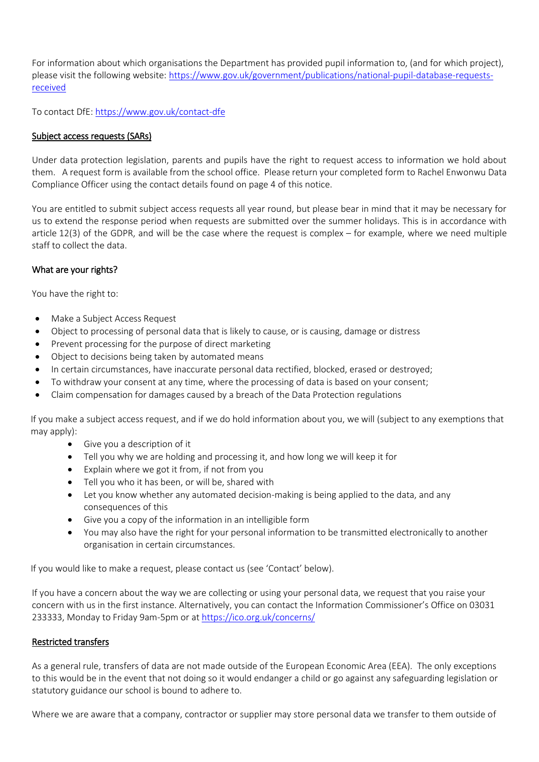For information about which organisations the Department has provided pupil information to, (and for which project), please visit the following website: [https://www.gov.uk/government/publications/national-pupil-database-requests-received](https://www.gov.uk/government/publications/national-pupil-database-requests-received)

To contact DfE: [https://www.gov.uk/contact-dfe](https://www.gov.uk/contact-dfe)

## Subject access requests (SARs)

Under data protection legislation, parents and pupils have the right to request access to information we hold about them. A request form is available from the school office. Please return your completed form to Rachel Enwonwu Data Compliance Officer using the contact details found on page 4 of this notice.

You are entitled to submit subject access requests all year round, but please bear in mind that it may be necessary for us to extend the response period when requests are submitted over the summer holidays. This is in accordance with article 12(3) of the GDPR, and will be the case where the request is complex – for example, where we need multiple staff to collect the data.

## What are your rights?

You have the right to:

- Make a Subject Access Request
- Object to processing of personal data that is likely to cause, or is causing, damage or distress
- Prevent processing for the purpose of direct marketing
- Object to decisions being taken by automated means
- In certain circumstances, have inaccurate personal data rectified, blocked, erased or destroyed;
- To withdraw your consent at any time, where the processing of data is based on your consent;
- Claim compensation for damages caused by a breach of the Data Protection regulations

If you make a subject access request, and if we do hold information about you, we will (subject to any exemptions that may apply):

- Give you a description of it
- Tell you why we are holding and processing it, and how long we will keep it for
- Explain where we got it from, if not from you
- Tell you who it has been, or will be, shared with
- Let you know whether any automated decision-making is being applied to the data, and any consequences of this
- Give you a copy of the information in an intelligible form
- You may also have the right for your personal information to be transmitted electronically to another organisation in certain circumstances.

If you would like to make a request, please contact us (see 'Contact' below).

If you have a concern about the way we are collecting or using your personal data, we request that you raise your concern with us in the first instance. Alternatively, you can contact the Information Commissioner's Office on 03031 233333, Monday to Friday 9am-5pm or at [https://ico.org.uk/concerns/](https://ico.org.uk/concerns/)

## Restricted transfers

As a general rule, transfers of data are not made outside of the European Economic Area (EEA). The only exceptions to this would be in the event that not doing so it would endanger a child or go against any safeguarding legislation or statutory guidance our school is bound to adhere to.

Where we are aware that a company, contractor or supplier may store personal data we transfer to them outside of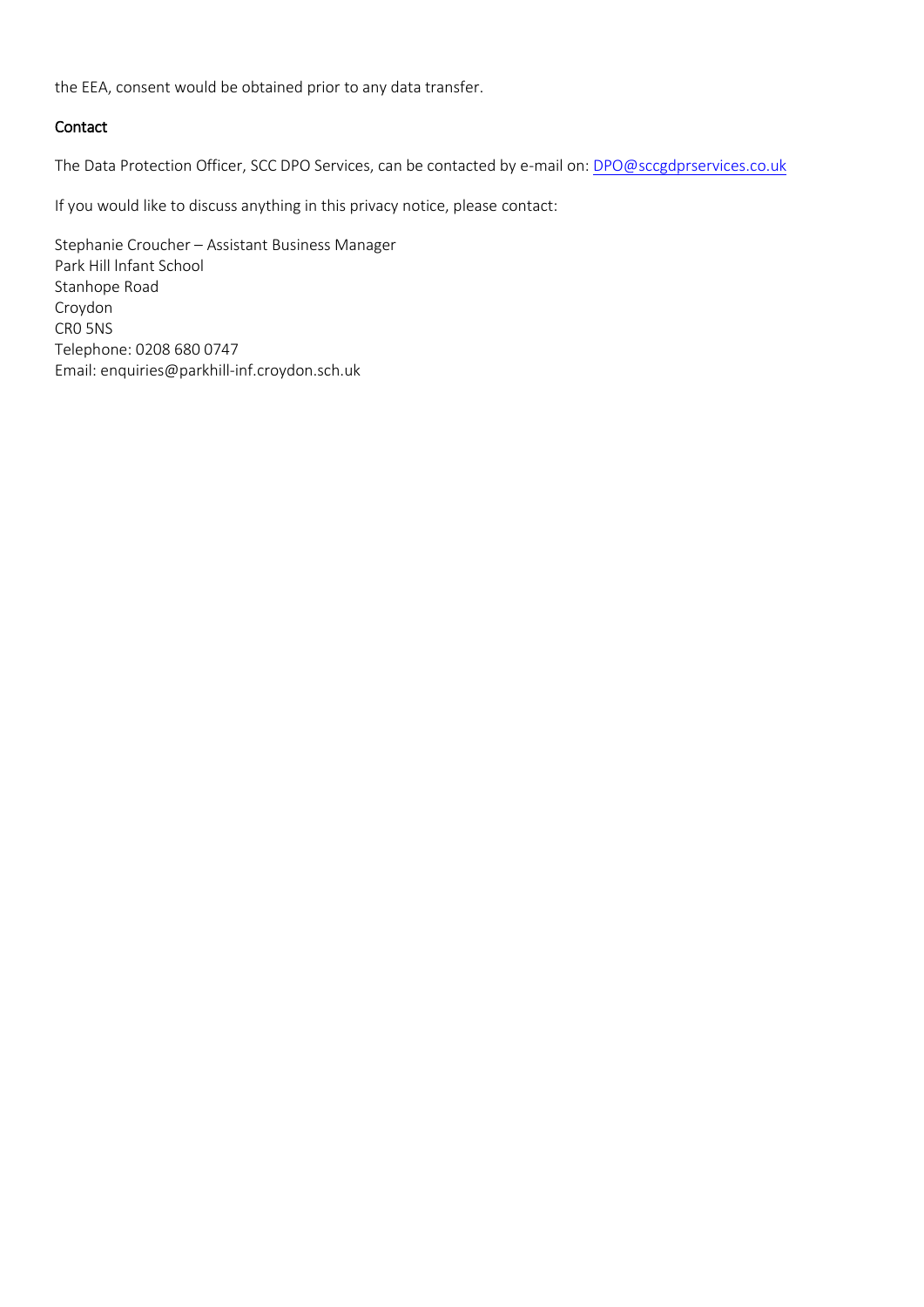the EEA, consent would be obtained prior to any data transfer.

## Contact

The Data Protection Officer, SCC DPO Services, can be contacted by e-mail on: DPO@sccgdprservices.co.uk

If you would like to discuss anything in this privacy notice, please contact:

Stephanie Croucher – Assistant Business Manager  
Park Hill lnfant School  
Stanhope Road  
Croydon  
CR0 5NS  
Telephone: 0208 680 0747  
Email: enquiries@parkhill-inf.croydon.sch.uk